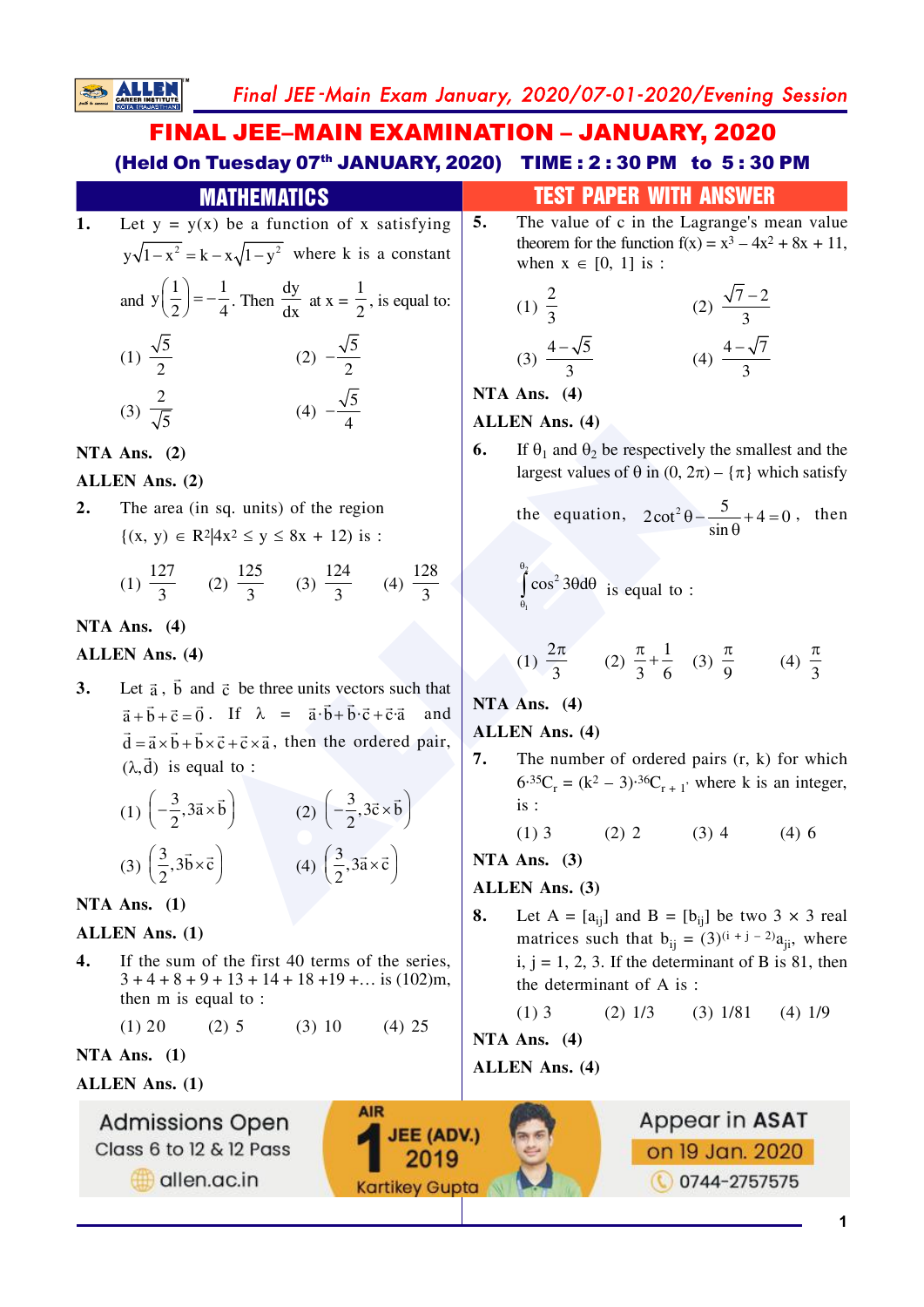# FINAL JEE–MAIN EXAMINATION – JANUARY, 2020

**(Held On Tuesday 07th JANUARY, 2020) TIME : 2 : 30 PM to 5 : 30 PM**

## MATHEMATICS — TEST PAPER WITH ANSWER

**1.** Let y = y(x) be a function of x satisfying $y\sqrt{1-x^2} = k - x\sqrt{1-y^2}$ where k is a constant and $y\left(\frac{1}{2}\right) = -\frac{1}{4}$. Then $\frac{dy}{dx}$ at $x = \frac{1}{2}$, is equal to:

(1) $\frac{\sqrt{5}}{2}$ (2) $-\frac{\sqrt{5}}{2}$

(3) $\frac{2}{\sqrt{5}}$ (4) $-\frac{\sqrt{5}}{4}$

**NTA Ans. (2)**

**ALLEN Ans. (2)**

**2.** The area (in sq. units) of the region $\{(x, y) \in R^2 | 4x^2 \le y \le 8x + 12\}$ is :

(1) $\frac{127}{3}$ (2) $\frac{125}{3}$ (3) $\frac{124}{3}$ (4) $\frac{128}{3}$

**NTA Ans. (4)**

**ALLEN Ans. (4)**

**3.** Let $\vec{a}$, $\vec{b}$ and $\vec{c}$ be three units vectors such that $\vec{a}+\vec{b}+\vec{c}=\vec{0}$. If $\lambda = \vec{a}\cdot\vec{b}+\vec{b}\cdot\vec{c}+\vec{c}\cdot\vec{a}$ and $\vec{d}=\vec{a}\times\vec{b}+\vec{b}\times\vec{c}+\vec{c}\times\vec{a}$, then the ordered pair, $(\lambda, \vec{d})$ is equal to :

(1) $\left(-\frac{3}{2}, 3\vec{a}\times\vec{b}\right)$ (2) $\left(-\frac{3}{2}, 3\vec{c}\times\vec{b}\right)$

(3) $\left(\frac{3}{2}, 3\vec{b}\times\vec{c}\right)$ (4) $\left(\frac{3}{2}, 3\vec{a}\times\vec{c}\right)$

**NTA Ans. (1)**

**ALLEN Ans. (1)**

**4.** If the sum of the first 40 terms of the series, 3 + 4 + 8 + 9 + 13 + 14 + 18 +19 +... is (102)m, then m is equal to :

(1) 20 (2) 5 (3) 10 (4) 25

**NTA Ans. (1)**

**ALLEN Ans. (1)**

**5.** The value of c in the Lagrange's mean value theorem for the function $f(x) = x^3 - 4x^2 + 8x + 11$, when $x \in [0, 1]$ is :

(1) $\frac{2}{3}$ (2) $\frac{\sqrt{7}-2}{3}$

(3) $\frac{4-\sqrt{5}}{3}$ (4) $\frac{4-\sqrt{7}}{3}$

**NTA Ans. (4)**

**ALLEN Ans. (4)**

**6.** If $\theta_1$ and $\theta_2$ be respectively the smallest and the largest values of $\theta$ in $(0, 2\pi) - \{\pi\}$ which satisfy the equation, $2\cot^2\theta - \frac{5}{\sin\theta} + 4 = 0$, then $\int_{\theta_1}^{\theta_2} \cos^2 3\theta d\theta$ is equal to :

(1) $\frac{2\pi}{3}$ (2) $\frac{\pi}{3}+\frac{1}{6}$ (3) $\frac{\pi}{9}$ (4) $\frac{\pi}{3}$

**NTA Ans. (4)**

**ALLEN Ans. (4)**

**7.** The number of ordered pairs (r, k) for which $6\cdot{}^{35}C_r = (k^2 - 3)\cdot{}^{36}C_{r+1}$, where k is an integer, is :

(1) 3 (2) 2 (3) 4 (4) 6

**NTA Ans. (3)**

**ALLEN Ans. (3)**

**8.** Let $A = [a_{ij}]$ and $B = [b_{ij}]$ be two 3 × 3 real matrices such that $b_{ij} = (3)^{(i+j-2)}a_{ji}$, where i, j = 1, 2, 3. If the determinant of B is 81, then the determinant of A is :

(1) 3 (2) 1/3 (3) 1/81 (4) 1/9

**NTA Ans. (4)**

**ALLEN Ans. (4)**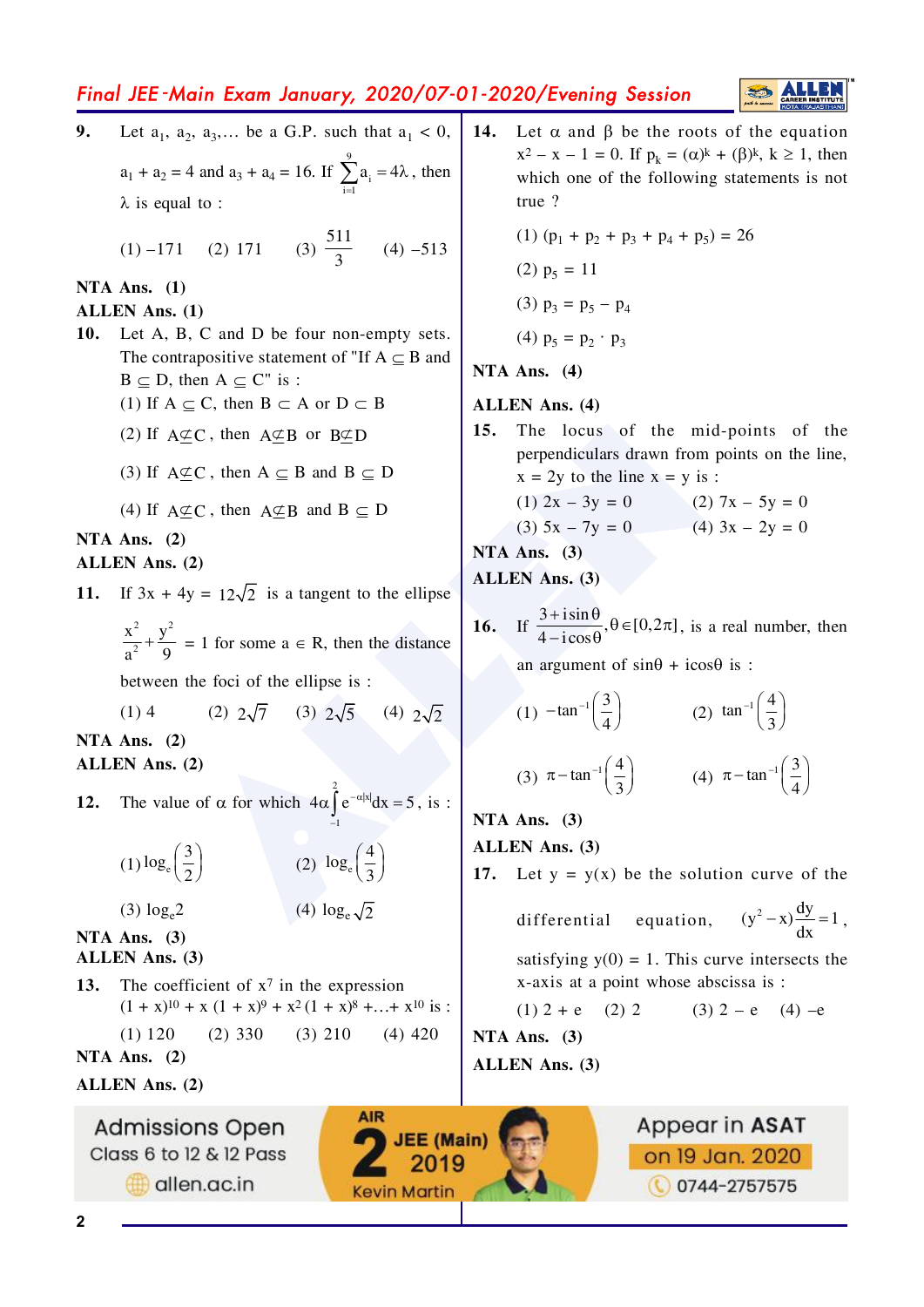**9.** Let $a_1, a_2, a_3, \ldots$ be a G.P. such that $a_1 < 0$, $a_1 + a_2 = 4$ and $a_3 + a_4 = 16$. If $\sum_{i=1}^{9} a_i = 4\lambda$, then $\lambda$ is equal to :

(1) $-171$ (2) $171$ (3) $\frac{511}{3}$ (4) $-513$

**NTA Ans. (1)**

**ALLEN Ans. (1)**

**10.** Let A, B, C and D be four non-empty sets. The contrapositive statement of "If $A \subseteq B$ and $B \subseteq D$, then $A \subseteq C$" is :

(1) If $A \subseteq C$, then $B \subset A$ or $D \subset B$

(2) If $A \not\subseteq C$, then $A \not\subseteq B$ or $B \not\subseteq D$

(3) If $A \not\subseteq C$, then $A \subseteq B$ and $B \subseteq D$

(4) If $A \not\subseteq C$, then $A \not\subseteq B$ and $B \subseteq D$

**NTA Ans. (2)**

**ALLEN Ans. (2)**

**11.** If $3x + 4y = 12\sqrt{2}$ is a tangent to the ellipse $\frac{x^2}{a^2} + \frac{y^2}{9} = 1$ for some $a \in R$, then the distance between the foci of the ellipse is :

(1) 4 (2) $2\sqrt{7}$ (3) $2\sqrt{5}$ (4) $2\sqrt{2}$

**NTA Ans. (2)**

**ALLEN Ans. (2)**

**12.** The value of $\alpha$ for which $4\alpha\int_{-1}^{2} e^{-\alpha|x|}dx = 5$, is :

(1) $\log_e\left(\frac{3}{2}\right)$ (2) $\log_e\left(\frac{4}{3}\right)$

(3) $\log_e 2$ (4) $\log_e \sqrt{2}$

**NTA Ans. (3)**

**ALLEN Ans. (3)**

**13.** The coefficient of $x^7$ in the expression $(1 + x)^{10} + x(1 + x)^9 + x^2(1 + x)^8 + \ldots + x^{10}$ is :

(1) 120 (2) 330 (3) 210 (4) 420

**NTA Ans. (2)**

**ALLEN Ans. (2)**

**14.** Let $\alpha$ and $\beta$ be the roots of the equation $x^2 - x - 1 = 0$. If $p_k = (\alpha)^k + (\beta)^k$, $k \geq 1$, then which one of the following statements is not true ?

(1) $(p_1 + p_2 + p_3 + p_4 + p_5) = 26$

(2) $p_5 = 11$

(3) $p_3 = p_5 - p_4$

(4) $p_5 = p_2 \cdot p_3$

**NTA Ans. (4)**

**ALLEN Ans. (4)**

**15.** The locus of the mid-points of the perpendiculars drawn from points on the line, $x = 2y$ to the line $x = y$ is :

(1) $2x - 3y = 0$ (2) $7x - 5y = 0$

(3) $5x - 7y = 0$ (4) $3x - 2y = 0$

**NTA Ans. (3)**

**ALLEN Ans. (3)**

**16.** If $\frac{3 + i\sin\theta}{4 - i\cos\theta}, \theta \in [0, 2\pi]$, is a real number, then an argument of $\sin\theta + i\cos\theta$ is :

(1) $-\tan^{-1}\left(\frac{3}{4}\right)$ (2) $\tan^{-1}\left(\frac{4}{3}\right)$

(3) $\pi - \tan^{-1}\left(\frac{4}{3}\right)$ (4) $\pi - \tan^{-1}\left(\frac{3}{4}\right)$

**NTA Ans. (3)**

**ALLEN Ans. (3)**

**17.** Let $y = y(x)$ be the solution curve of the differential equation, $(y^2 - x)\frac{dy}{dx} = 1$, satisfying $y(0) = 1$. This curve intersects the x-axis at a point whose abscissa is :

(1) $2 + e$ (2) $2$ (3) $2 - e$ (4) $-e$

**NTA Ans. (3)**

**ALLEN Ans. (3)**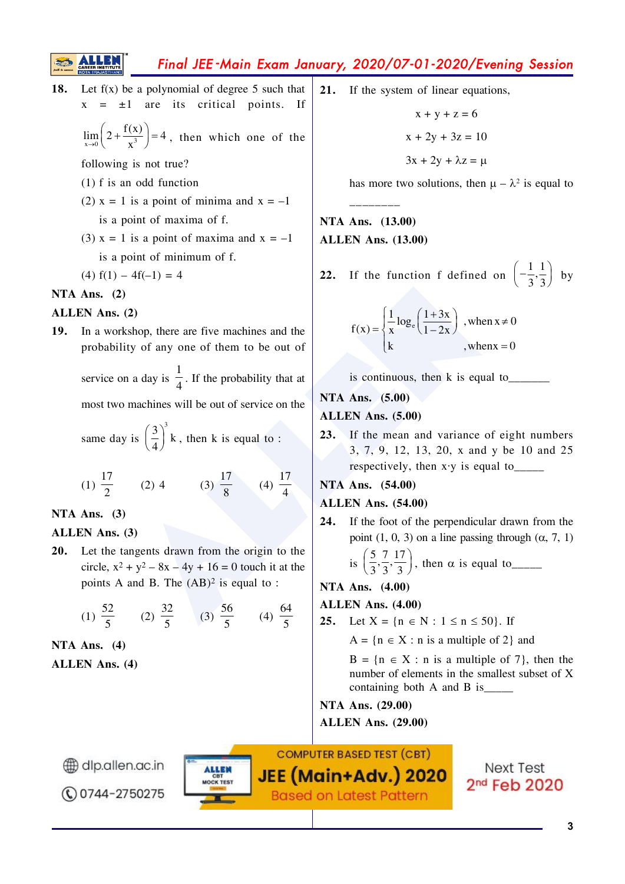**18.** Let f(x) be a polynomial of degree 5 such that $x = \pm 1$ are its critical points. If $\lim_{x\to 0}\left(2+\frac{f(x)}{x^3}\right)=4$, then which one of the following is not true?

(1) f is an odd function

(2) x = 1 is a point of minima and x = –1 is a point of maxima of f.

(3) x = 1 is a point of maxima and x = –1 is a point of minimum of f.

(4) f(1) – 4f(–1) = 4

**NTA Ans. (2)**

**ALLEN Ans. (2)**

**19.** In a workshop, there are five machines and the probability of any one of them to be out of service on a day is $\frac{1}{4}$. If the probability that at most two machines will be out of service on the same day is $\left(\frac{3}{4}\right)^3 k$, then k is equal to :

(1) $\frac{17}{2}$ (2) 4 (3) $\frac{17}{8}$ (4) $\frac{17}{4}$

**NTA Ans. (3)**

**ALLEN Ans. (3)**

**20.** Let the tangents drawn from the origin to the circle, $x^2 + y^2 - 8x - 4y + 16 = 0$ touch it at the points A and B. The $(AB)^2$ is equal to :

(1) $\frac{52}{5}$ (2) $\frac{32}{5}$ (3) $\frac{56}{5}$ (4) $\frac{64}{5}$

**NTA Ans. (4)**

**ALLEN Ans. (4)**

**21.** If the system of linear equations,

$$x + y + z = 6$$

$$x + 2y + 3z = 10$$

$$3x + 2y + \lambda z = \mu$$

has more two solutions, then $\mu - \lambda^2$ is equal to ________

**NTA Ans. (13.00)**

**ALLEN Ans. (13.00)**

**22.** If the function f defined on $\left(-\frac{1}{3},\frac{1}{3}\right)$ by

$$f(x)=\begin{cases}\frac{1}{x}\log_e\left(\frac{1+3x}{1-2x}\right) & ,\text{when } x\neq 0\\ k & ,\text{when } x=0\end{cases}$$

is continuous, then k is equal to_______

**NTA Ans. (5.00)**

**ALLEN Ans. (5.00)**

**23.** If the mean and variance of eight numbers 3, 7, 9, 12, 13, 20, x and y be 10 and 25 respectively, then x·y is equal to_____

**NTA Ans. (54.00)**

**ALLEN Ans. (54.00)**

**24.** If the foot of the perpendicular drawn from the point (1, 0, 3) on a line passing through (α, 7, 1) is $\left(\frac{5}{3},\frac{7}{3},\frac{17}{3}\right)$, then α is equal to_____

**NTA Ans. (4.00)**

**ALLEN Ans. (4.00)**

**25.** Let X = {n ∈ N : 1 ≤ n ≤ 50}. If

A = {n ∈ X : n is a multiple of 2} and

B = {n ∈ X : n is a multiple of 7}, then the number of elements in the smallest subset of X containing both A and B is_____

**NTA Ans. (29.00)**

**ALLEN Ans. (29.00)**